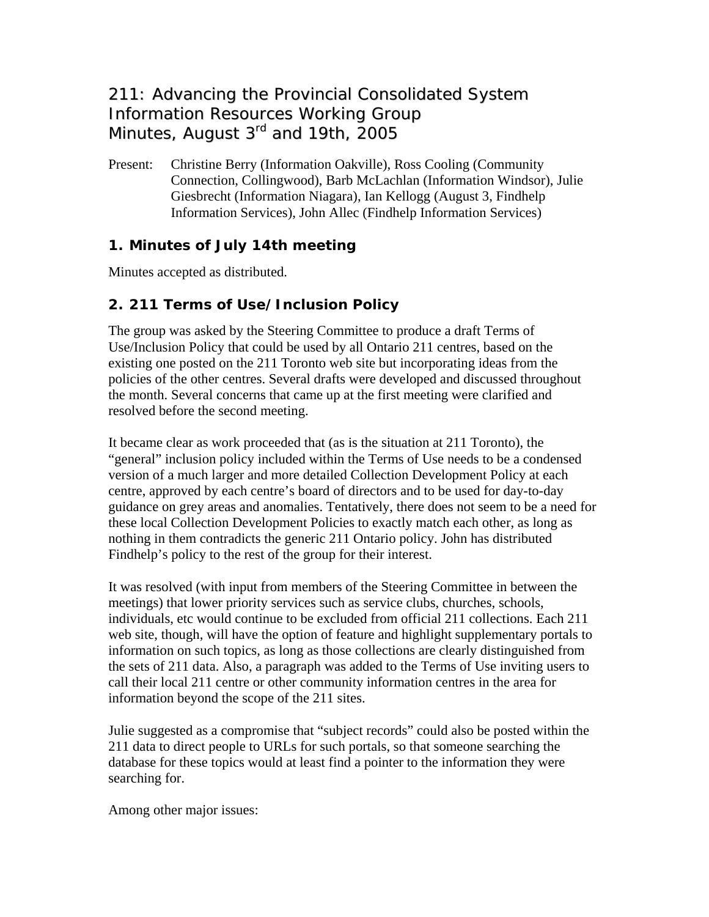# 211: Advancing the Provincial Consolidated System Information Resources Working Group Minutes, August 3rd and 19th, 2005

Present: Christine Berry (Information Oakville), Ross Cooling (Community Connection, Collingwood), Barb McLachlan (Information Windsor), Julie Giesbrecht (Information Niagara), Ian Kellogg (August 3, Findhelp Information Services), John Allec (Findhelp Information Services)

## 1. Minutes of July 14th meeting

Minutes accepted as distributed.

## 2. 211 Terms of Use/Inclusion Policy

The group was asked by the Steering Committee to produce a draft Terms of Use/Inclusion Policy that could be used by all Ontario 211 centres, based on the existing one posted on the 211 Toronto web site but incorporating ideas from the policies of the other centres. Several drafts were developed and discussed throughout the month. Several concerns that came up at the first meeting were clarified and resolved before the second meeting.

It became clear as work proceeded that (as is the situation at 211 Toronto), the "general" inclusion policy included within the Terms of Use needs to be a condensed version of a much larger and more detailed Collection Development Policy at each centre, approved by each centre's board of directors and to be used for day-to-day guidance on grey areas and anomalies. Tentatively, there does not seem to be a need for these local Collection Development Policies to exactly match each other, as long as nothing in them contradicts the generic 211 Ontario policy. John has distributed Findhelp's policy to the rest of the group for their interest.

It was resolved (with input from members of the Steering Committee in between the meetings) that lower priority services such as service clubs, churches, schools, individuals, etc would continue to be excluded from official 211 collections. Each 211 web site, though, will have the option of feature and highlight supplementary portals to information on such topics, as long as those collections are clearly distinguished from the sets of 211 data. Also, a paragraph was added to the Terms of Use inviting users to call their local 211 centre or other community information centres in the area for information beyond the scope of the 211 sites.

Julie suggested as a compromise that "subject records" could also be posted within the 211 data to direct people to URLs for such portals, so that someone searching the database for these topics would at least find a pointer to the information they were searching for.

Among other major issues: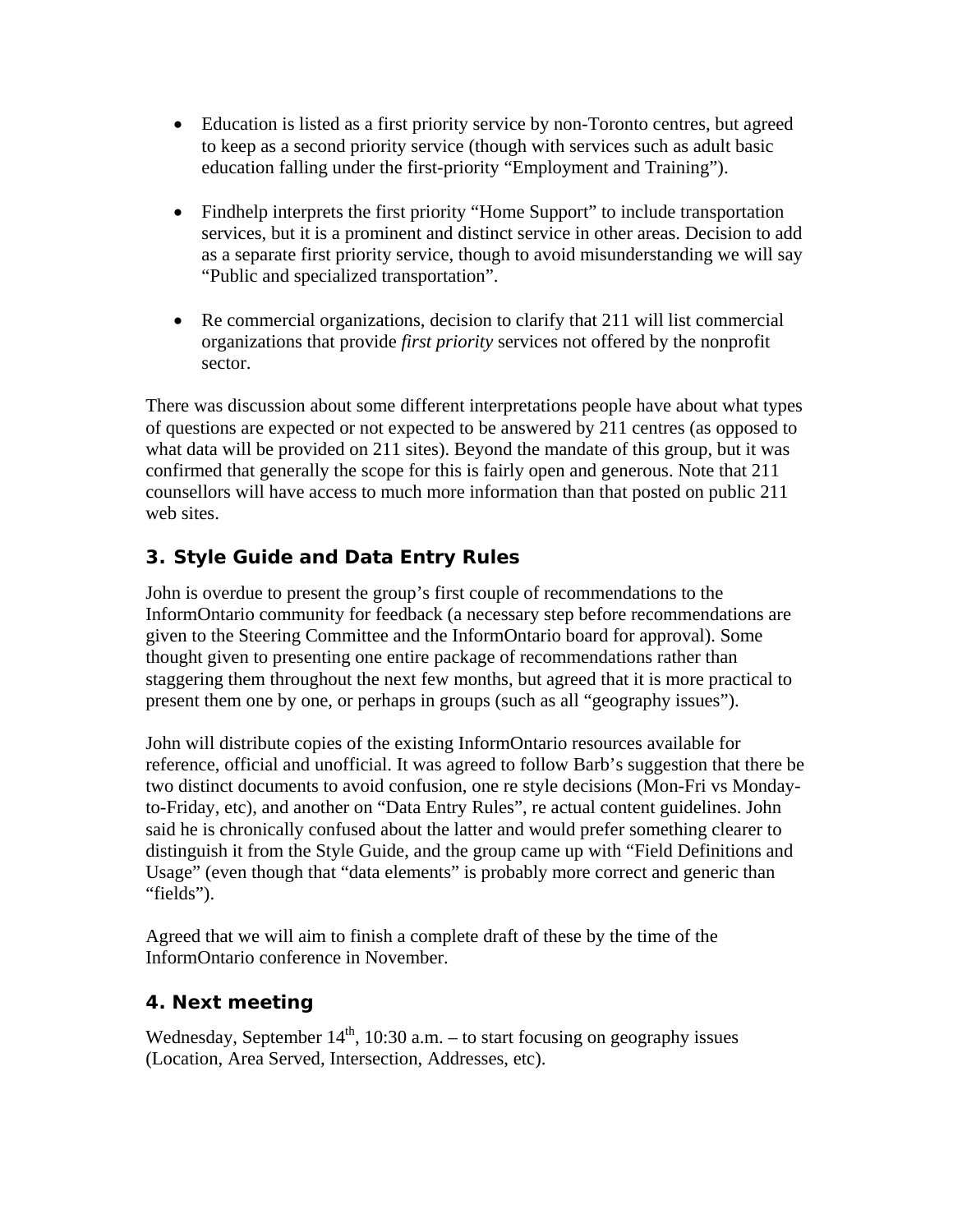- Education is listed as a first priority service by non-Toronto centres, but agreed to keep as a second priority service (though with services such as adult basic education falling under the first-priority "Employment and Training").

- Findhelp interprets the first priority "Home Support" to include transportation services, but it is a prominent and distinct service in other areas. Decision to add as a separate first priority service, though to avoid misunderstanding we will say "Public and specialized transportation".

- Re commercial organizations, decision to clarify that 211 will list commercial organizations that provide *first priority* services not offered by the nonprofit sector.

There was discussion about some different interpretations people have about what types of questions are expected or not expected to be answered by 211 centres (as opposed to what data will be provided on 211 sites). Beyond the mandate of this group, but it was confirmed that generally the scope for this is fairly open and generous. Note that 211 counsellors will have access to much more information than that posted on public 211 web sites.

## 3. Style Guide and Data Entry Rules

John is overdue to present the group's first couple of recommendations to the InformOntario community for feedback (a necessary step before recommendations are given to the Steering Committee and the InformOntario board for approval). Some thought given to presenting one entire package of recommendations rather than staggering them throughout the next few months, but agreed that it is more practical to present them one by one, or perhaps in groups (such as all "geography issues").

John will distribute copies of the existing InformOntario resources available for reference, official and unofficial. It was agreed to follow Barb's suggestion that there be two distinct documents to avoid confusion, one re style decisions (Mon-Fri vs Monday-to-Friday, etc), and another on "Data Entry Rules", re actual content guidelines. John said he is chronically confused about the latter and would prefer something clearer to distinguish it from the Style Guide, and the group came up with "Field Definitions and Usage" (even though that "data elements" is probably more correct and generic than "fields").

Agreed that we will aim to finish a complete draft of these by the time of the InformOntario conference in November.

## 4. Next meeting

Wednesday, September 14th, 10:30 a.m. – to start focusing on geography issues (Location, Area Served, Intersection, Addresses, etc).